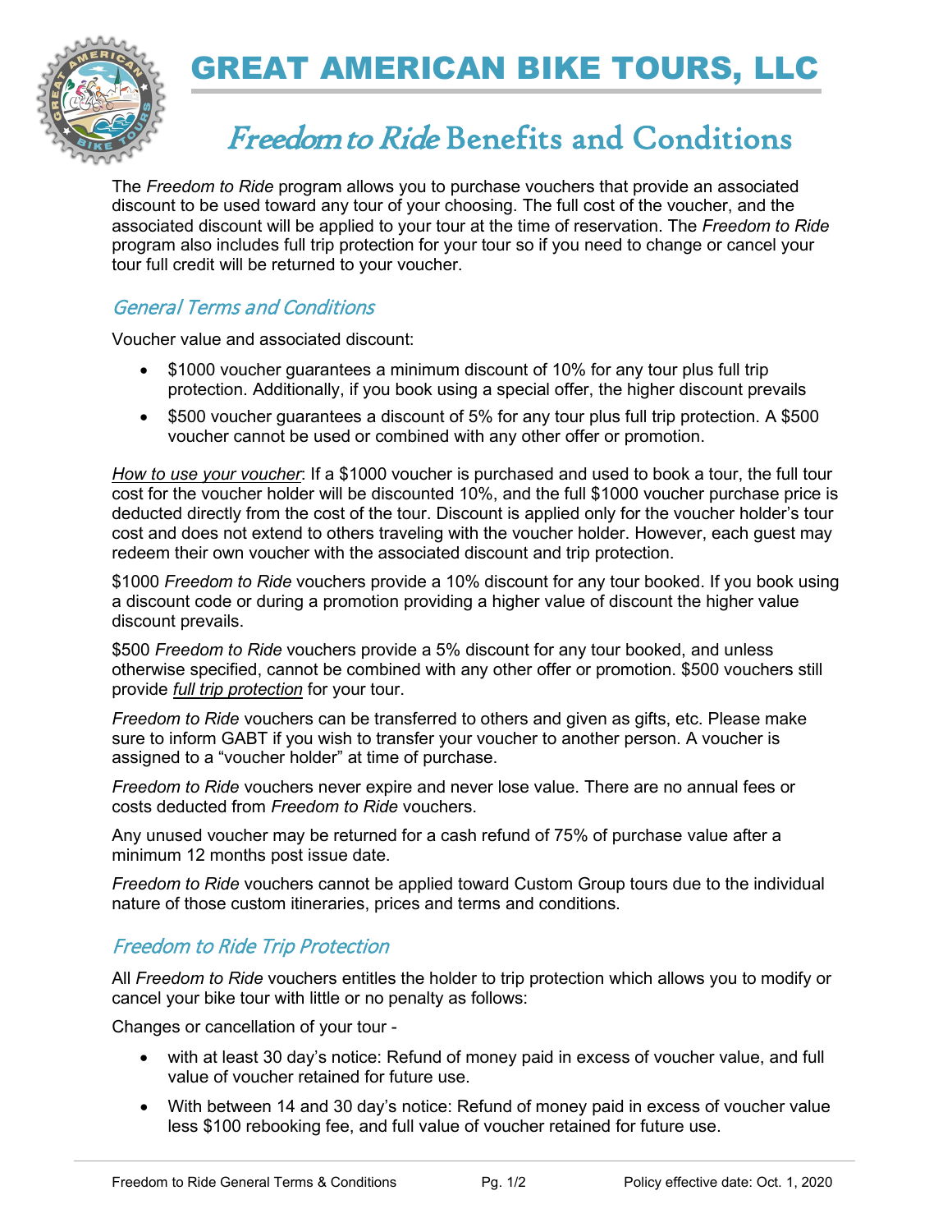# GREAT AMERICAN BIKE TOURS, LLC

## *Freedom to Ride* Benefits and Conditions

The *Freedom to Ride* program allows you to purchase vouchers that provide an associated discount to be used toward any tour of your choosing. The full cost of the voucher, and the associated discount will be applied to your tour at the time of reservation. The *Freedom to Ride* program also includes full trip protection for your tour so if you need to change or cancel your tour full credit will be returned to your voucher.

### *General Terms and Conditions*

Voucher value and associated discount:

- $1000 voucher guarantees a minimum discount of 10% for any tour plus full trip protection. Additionally, if you book using a special offer, the higher discount prevails
- $500 voucher guarantees a discount of 5% for any tour plus full trip protection. A $500 voucher cannot be used or combined with any other offer or promotion.

*How to use your voucher*: If a $1000 voucher is purchased and used to book a tour, the full tour cost for the voucher holder will be discounted 10%, and the full $1000 voucher purchase price is deducted directly from the cost of the tour. Discount is applied only for the voucher holder's tour cost and does not extend to others traveling with the voucher holder. However, each guest may redeem their own voucher with the associated discount and trip protection.

$1000 *Freedom to Ride* vouchers provide a 10% discount for any tour booked. If you book using a discount code or during a promotion providing a higher value of discount the higher value discount prevails.

$500 *Freedom to Ride* vouchers provide a 5% discount for any tour booked, and unless otherwise specified, cannot be combined with any other offer or promotion. $500 vouchers still provide *full trip protection* for your tour.

*Freedom to Ride* vouchers can be transferred to others and given as gifts, etc. Please make sure to inform GABT if you wish to transfer your voucher to another person. A voucher is assigned to a "voucher holder" at time of purchase.

*Freedom to Ride* vouchers never expire and never lose value. There are no annual fees or costs deducted from *Freedom to Ride* vouchers.

Any unused voucher may be returned for a cash refund of 75% of purchase value after a minimum 12 months post issue date.

*Freedom to Ride* vouchers cannot be applied toward Custom Group tours due to the individual nature of those custom itineraries, prices and terms and conditions.

### *Freedom to Ride Trip Protection*

All *Freedom to Ride* vouchers entitles the holder to trip protection which allows you to modify or cancel your bike tour with little or no penalty as follows:

Changes or cancellation of your tour -

- with at least 30 day's notice: Refund of money paid in excess of voucher value, and full value of voucher retained for future use.
- With between 14 and 30 day's notice: Refund of money paid in excess of voucher value less $100 rebooking fee, and full value of voucher retained for future use.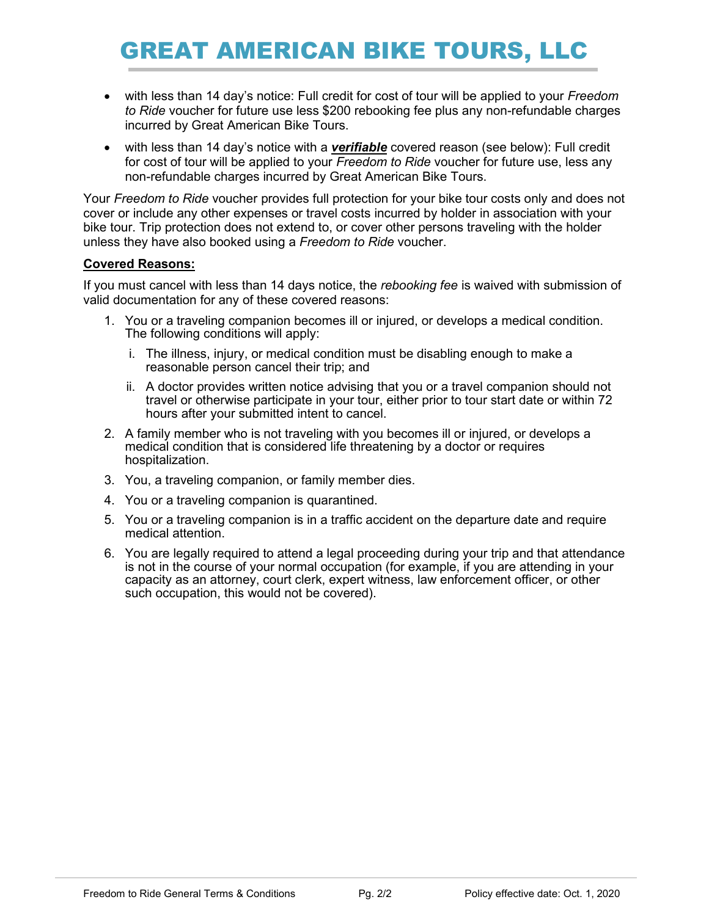- with less than 14 day's notice: Full credit for cost of tour will be applied to your *Freedom to Ride* voucher for future use less $200 rebooking fee plus any non-refundable charges incurred by Great American Bike Tours.
- with less than 14 day's notice with a ***verifiable*** covered reason (see below): Full credit for cost of tour will be applied to your *Freedom to Ride* voucher for future use, less any non-refundable charges incurred by Great American Bike Tours.

Your *Freedom to Ride* voucher provides full protection for your bike tour costs only and does not cover or include any other expenses or travel costs incurred by holder in association with your bike tour. Trip protection does not extend to, or cover other persons traveling with the holder unless they have also booked using a *Freedom to Ride* voucher.

**Covered Reasons:**

If you must cancel with less than 14 days notice, the *rebooking fee* is waived with submission of valid documentation for any of these covered reasons:

1. You or a traveling companion becomes ill or injured, or develops a medical condition. The following conditions will apply:
   i. The illness, injury, or medical condition must be disabling enough to make a reasonable person cancel their trip; and
   ii. A doctor provides written notice advising that you or a travel companion should not travel or otherwise participate in your tour, either prior to tour start date or within 72 hours after your submitted intent to cancel.
2. A family member who is not traveling with you becomes ill or injured, or develops a medical condition that is considered life threatening by a doctor or requires hospitalization.
3. You, a traveling companion, or family member dies.
4. You or a traveling companion is quarantined.
5. You or a traveling companion is in a traffic accident on the departure date and require medical attention.
6. You are legally required to attend a legal proceeding during your trip and that attendance is not in the course of your normal occupation (for example, if you are attending in your capacity as an attorney, court clerk, expert witness, law enforcement officer, or other such occupation, this would not be covered).